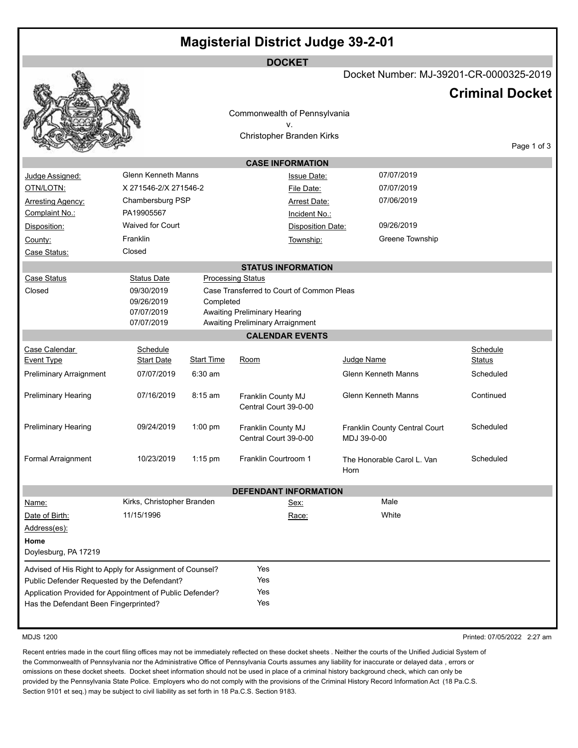# Magisterial District Judge 39-2-01

## DOCKET

Docket Number: MJ-39201-CR-0000325-2019

## Criminal Docket

Commonwealth of Pennsylvania
v.
Christopher Branden Kirks

### CASE INFORMATION

| | | | |
|---|---|---|---|
| Judge Assigned: | Glenn Kenneth Manns | Issue Date: | 07/07/2019 |
| OTN/LOTN: | X 271546-2/X 271546-2 | File Date: | 07/07/2019 |
| Arresting Agency: | Chambersburg PSP | Arrest Date: | 07/06/2019 |
| Complaint No.: | PA19905567 | Incident No.: | |
| Disposition: | Waived for Court | Disposition Date: | 09/26/2019 |
| County: | Franklin | Township: | Greene Township |
| Case Status: | Closed | | |

### STATUS INFORMATION

| Case Status | Status Date | Processing Status |
|---|---|---|
| Closed | 09/30/2019 | Case Transferred to Court of Common Pleas |
| | 09/26/2019 | Completed |
| | 07/07/2019 | Awaiting Preliminary Hearing |
| | 07/07/2019 | Awaiting Preliminary Arraignment |

### CALENDAR EVENTS

| Case Calendar Event Type | Schedule Start Date | Start Time | Room | Judge Name | Schedule Status |
|---|---|---|---|---|---|
| Preliminary Arraignment | 07/07/2019 | 6:30 am | | Glenn Kenneth Manns | Scheduled |
| Preliminary Hearing | 07/16/2019 | 8:15 am | Franklin County MJ Central Court 39-0-00 | Glenn Kenneth Manns | Continued |
| Preliminary Hearing | 09/24/2019 | 1:00 pm | Franklin County MJ Central Court 39-0-00 | Franklin County Central Court MDJ 39-0-00 | Scheduled |
| Formal Arraignment | 10/23/2019 | 1:15 pm | Franklin Courtroom 1 | The Honorable Carol L. Van Horn | Scheduled |

### DEFENDANT INFORMATION

| | | | |
|---|---|---|---|
| Name: | Kirks, Christopher Branden | Sex: | Male |
| Date of Birth: | 11/15/1996 | Race: | White |

Address(es):

**Home**
Doylesburg, PA 17219

| | |
|---|---|
| Advised of His Right to Apply for Assignment of Counsel? | Yes |
| Public Defender Requested by the Defendant? | Yes |
| Application Provided for Appointment of Public Defender? | Yes |
| Has the Defendant Been Fingerprinted? | Yes |

MDJS 1200

Printed: 07/05/2022 2:27 am

Recent entries made in the court filing offices may not be immediately reflected on these docket sheets . Neither the courts of the Unified Judicial System of the Commonwealth of Pennsylvania nor the Administrative Office of Pennsylvania Courts assumes any liability for inaccurate or delayed data , errors or omissions on these docket sheets. Docket sheet information should not be used in place of a criminal history background check, which can only be provided by the Pennsylvania State Police. Employers who do not comply with the provisions of the Criminal History Record Information Act (18 Pa.C.S. Section 9101 et seq.) may be subject to civil liability as set forth in 18 Pa.C.S. Section 9183.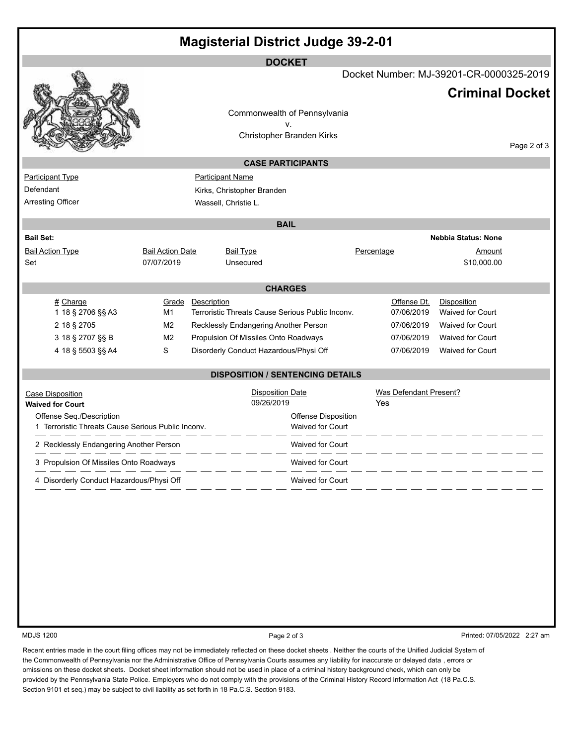# Magisterial District Judge 39-2-01

## DOCKET

Docket Number: MJ-39201-CR-0000325-2019

## Criminal Docket

Commonwealth of Pennsylvania
v.
Christopher Branden Kirks

### CASE PARTICIPANTS

| Participant Type | Participant Name |
|---|---|
| Defendant | Kirks, Christopher Branden |
| Arresting Officer | Wassell, Christie L. |

### BAIL

**Bail Set:**

**Nebbia Status: None**

| Bail Action Type | Bail Action Date | Bail Type | Percentage | Amount |
|---|---|---|---|---|
| Set | 07/07/2019 | Unsecured | | $10,000.00 |

### CHARGES

| # | Charge | Grade | Description | Offense Dt. | Disposition |
|---|---|---|---|---|---|
| 1 | 18 § 2706 §§ A3 | M1 | Terroristic Threats Cause Serious Public Inconv. | 07/06/2019 | Waived for Court |
| 2 | 18 § 2705 | M2 | Recklessly Endangering Another Person | 07/06/2019 | Waived for Court |
| 3 | 18 § 2707 §§ B | M2 | Propulsion Of Missiles Onto Roadways | 07/06/2019 | Waived for Court |
| 4 | 18 § 5503 §§ A4 | S | Disorderly Conduct Hazardous/Physi Off | 07/06/2019 | Waived for Court |

### DISPOSITION / SENTENCING DETAILS

| Case Disposition | Disposition Date | Was Defendant Present? |
|---|---|---|
| **Waived for Court** | 09/26/2019 | Yes |

| Offense Seq./Description | Offense Disposition |
|---|---|
| 1 Terroristic Threats Cause Serious Public Inconv. | Waived for Court |
| 2 Recklessly Endangering Another Person | Waived for Court |
| 3 Propulsion Of Missiles Onto Roadways | Waived for Court |
| 4 Disorderly Conduct Hazardous/Physi Off | Waived for Court |

MDJS 1200

Printed: 07/05/2022 2:27 am

Recent entries made in the court filing offices may not be immediately reflected on these docket sheets . Neither the courts of the Unified Judicial System of the Commonwealth of Pennsylvania nor the Administrative Office of Pennsylvania Courts assumes any liability for inaccurate or delayed data , errors or omissions on these docket sheets. Docket sheet information should not be used in place of a criminal history background check, which can only be provided by the Pennsylvania State Police. Employers who do not comply with the provisions of the Criminal History Record Information Act (18 Pa.C.S. Section 9101 et seq.) may be subject to civil liability as set forth in 18 Pa.C.S. Section 9183.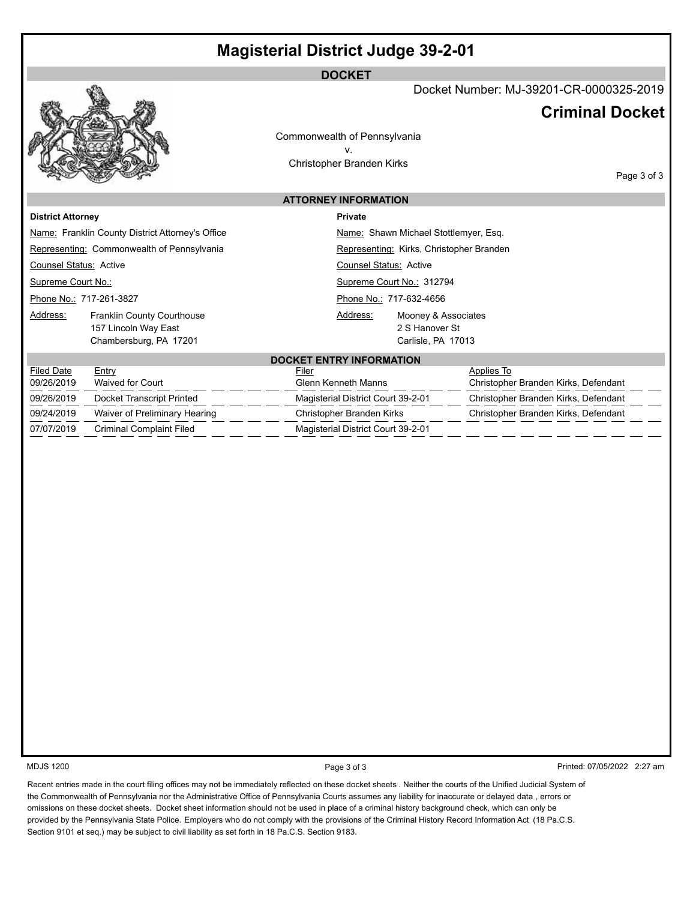# Magisterial District Judge 39-2-01

## DOCKET

Docket Number: MJ-39201-CR-0000325-2019

## Criminal Docket

Commonwealth of Pennsylvania
v.
Christopher Branden Kirks

### ATTORNEY INFORMATION

**District Attorney**

Name: Franklin County District Attorney's Office
Representing: Commonwealth of Pennsylvania
Counsel Status: Active
Supreme Court No.:
Phone No.: 717-261-3827
Address: Franklin County Courthouse
157 Lincoln Way East
Chambersburg, PA 17201

**Private**

Name: Shawn Michael Stottlemyer, Esq.
Representing: Kirks, Christopher Branden
Counsel Status: Active
Supreme Court No.: 312794
Phone No.: 717-632-4656
Address: Mooney & Associates
2 S Hanover St
Carlisle, PA 17013

### DOCKET ENTRY INFORMATION

| Filed Date | Entry | Filer | Applies To |
|---|---|---|---|
| 09/26/2019 | Waived for Court | Glenn Kenneth Manns | Christopher Branden Kirks, Defendant |
| 09/26/2019 | Docket Transcript Printed | Magisterial District Court 39-2-01 | Christopher Branden Kirks, Defendant |
| 09/24/2019 | Waiver of Preliminary Hearing | Christopher Branden Kirks | Christopher Branden Kirks, Defendant |
| 07/07/2019 | Criminal Complaint Filed | Magisterial District Court 39-2-01 | |

MDJS 1200

Printed: 07/05/2022 2:27 am

Recent entries made in the court filing offices may not be immediately reflected on these docket sheets . Neither the courts of the Unified Judicial System of the Commonwealth of Pennsylvania nor the Administrative Office of Pennsylvania Courts assumes any liability for inaccurate or delayed data , errors or omissions on these docket sheets. Docket sheet information should not be used in place of a criminal history background check, which can only be provided by the Pennsylvania State Police. Employers who do not comply with the provisions of the Criminal History Record Information Act (18 Pa.C.S. Section 9101 et seq.) may be subject to civil liability as set forth in 18 Pa.C.S. Section 9183.